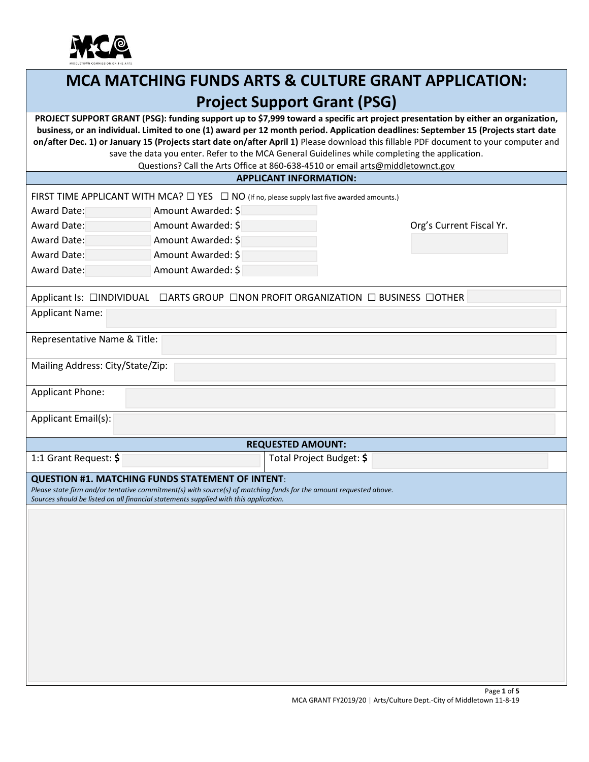# MCA MATCHING FUNDS ARTS & CULTURE GRANT APPLICATION: Project Support Grant (PSG)

**PROJECT SUPPORT GRANT (PSG): funding support up to $7,999 toward a specific art project presentation by either an organization, business, or an individual. Limited to one (1) award per 12 month period. Application deadlines: September 15 (Projects start date on/after Dec. 1) or January 15 (Projects start date on/after April 1)** Please download this fillable PDF document to your computer and save the data you enter. Refer to the MCA General Guidelines while completing the application.

Questions? Call the Arts Office at 860-638-4510 or email arts@middletownct.gov

## APPLICANT INFORMATION:

FIRST TIME APPLICANT WITH MCA? ☐ YES ☐ NO (If no, please supply last five awarded amounts.)

| Award Date: | Amount Awarded: $ |
|---|---|
| Award Date: | Amount Awarded: $ |
| Award Date: | Amount Awarded: $ |
| Award Date: | Amount Awarded: $ |
| Award Date: | Amount Awarded: $ |

Org's Current Fiscal Yr.

Applicant Is: ☐INDIVIDUAL ☐ARTS GROUP ☐NON PROFIT ORGANIZATION ☐ BUSINESS ☐OTHER

Applicant Name:

Representative Name & Title:

Mailing Address: City/State/Zip:

Applicant Phone:

Applicant Email(s):

## REQUESTED AMOUNT:

1:1 Grant Request: **$**

Total Project Budget: **$**

### QUESTION #1. MATCHING FUNDS STATEMENT OF INTENT:

*Please state firm and/or tentative commitment(s) with source(s) of matching funds for the amount requested above.*
*Sources should be listed on all financial statements supplied with this application.*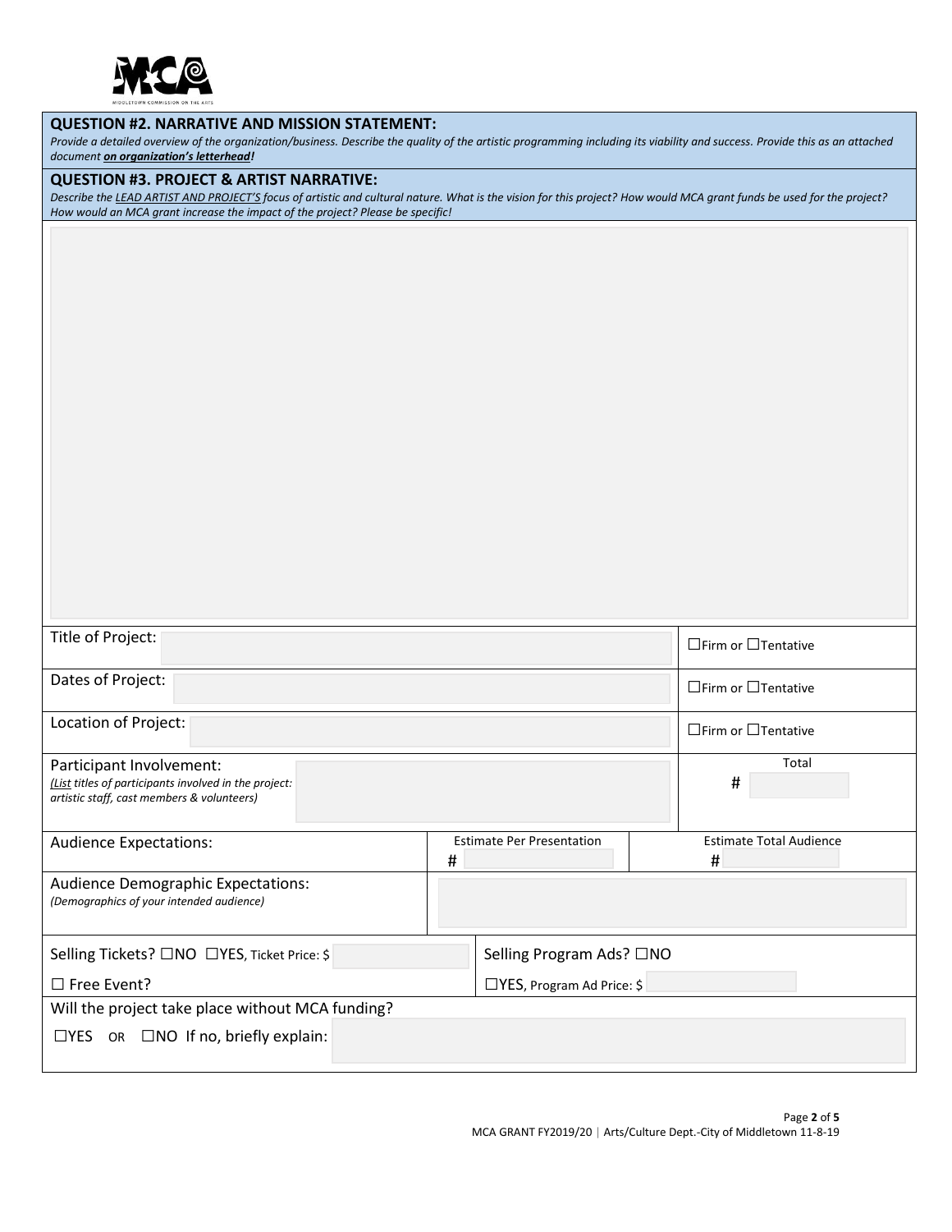MIDDLETOWN COMMISSION ON THE ARTS

**QUESTION #2. NARRATIVE AND MISSION STATEMENT:**

*Provide a detailed overview of the organization/business. Describe the quality of the artistic programming including its viability and success. Provide this as an attached document **on organization's letterhead**!*

**QUESTION #3. PROJECT & ARTIST NARRATIVE:**

*Describe the LEAD ARTIST AND PROJECT'S focus of artistic and cultural nature. What is the vision for this project? How would MCA grant funds be used for the project? How would an MCA grant increase the impact of the project? Please be specific!*

| | | | |
|---|---|---|---|
| Title of Project: | | | ☐Firm or ☐Tentative |
| Dates of Project: | | | ☐Firm or ☐Tentative |
| Location of Project: | | | ☐Firm or ☐Tentative |
| Participant Involvement: *(List titles of participants involved in the project: artistic staff, cast members & volunteers)* | | | Total # |
| Audience Expectations: | Estimate Per Presentation # | | Estimate Total Audience # |
| Audience Demographic Expectations: *(Demographics of your intended audience)* | | | |
| Selling Tickets? ☐NO ☐YES, Ticket Price: $ | | Selling Program Ads? ☐NO | |
| ☐ Free Event? | | ☐YES, Program Ad Price: $ | |
| Will the project take place without MCA funding? | | | |
| ☐YES OR ☐NO If no, briefly explain: | | | |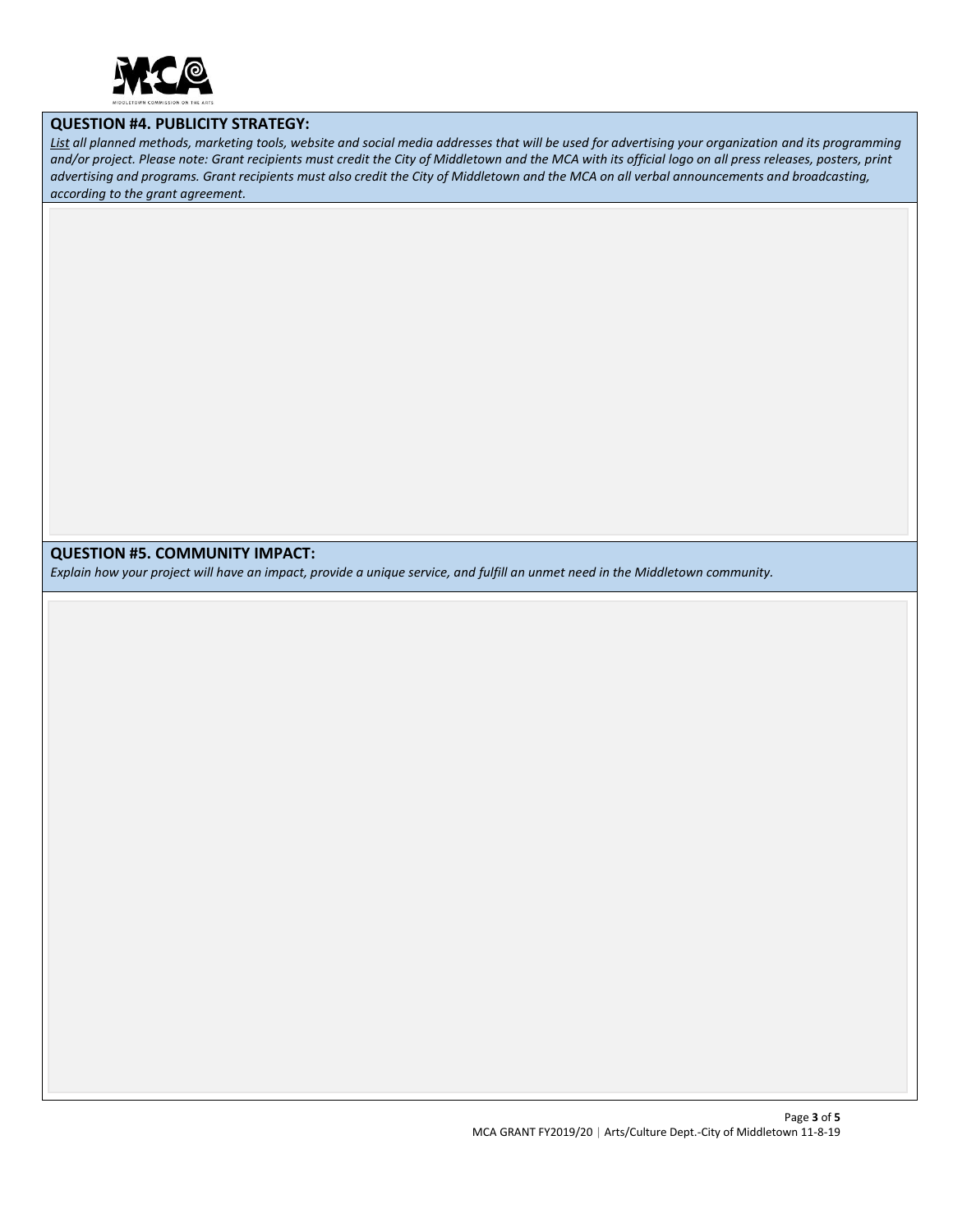## QUESTION #4. PUBLICITY STRATEGY:

*<u>List</u> all planned methods, marketing tools, website and social media addresses that will be used for advertising your organization and its programming and/or project. Please note: Grant recipients must credit the City of Middletown and the MCA with its official logo on all press releases, posters, print advertising and programs. Grant recipients must also credit the City of Middletown and the MCA on all verbal announcements and broadcasting, according to the grant agreement.*

## QUESTION #5. COMMUNITY IMPACT:

*Explain how your project will have an impact, provide a unique service, and fulfill an unmet need in the Middletown community.*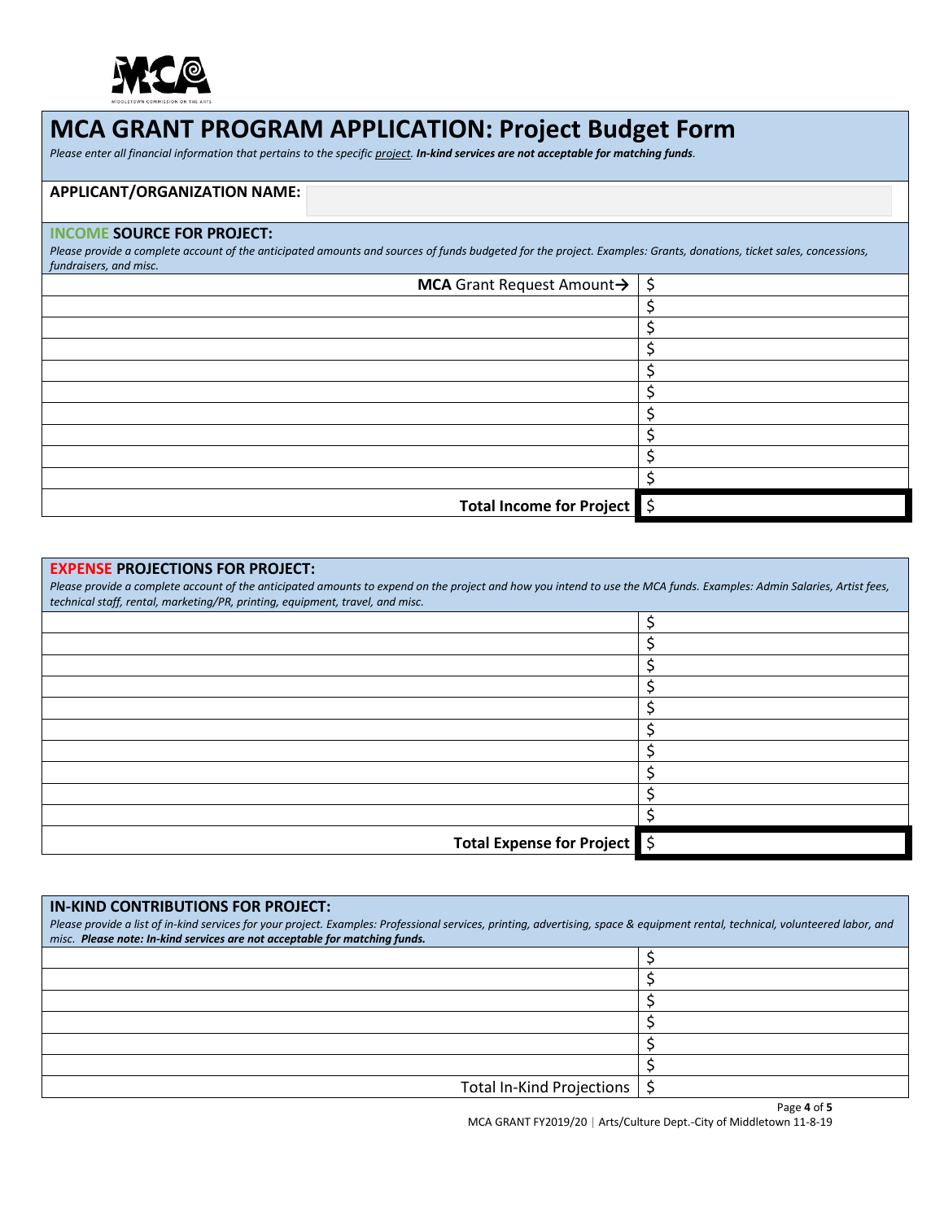# MCA GRANT PROGRAM APPLICATION: Project Budget Form

*Please enter all financial information that pertains to the specific project. **In-kind services are not acceptable for matching funds**.*

**APPLICANT/ORGANIZATION NAME:**

## INCOME SOURCE FOR PROJECT:

*Please provide a complete account of the anticipated amounts and sources of funds budgeted for the project. Examples: Grants, donations, ticket sales, concessions, fundraisers, and misc.*

| | |
|---|---|
| **MCA** Grant Request Amount→ | $ |
| | $ |
| | $ |
| | $ |
| | $ |
| | $ |
| | $ |
| | $ |
| | $ |
| | $ |
| **Total Income for Project** | $ |

## EXPENSE PROJECTIONS FOR PROJECT:

*Please provide a complete account of the anticipated amounts to expend on the project and how you intend to use the MCA funds. Examples: Admin Salaries, Artist fees, technical staff, rental, marketing/PR, printing, equipment, travel, and misc.*

| | |
|---|---|
| | $ |
| | $ |
| | $ |
| | $ |
| | $ |
| | $ |
| | $ |
| | $ |
| | $ |
| | $ |
| **Total Expense for Project** | $ |

## IN-KIND CONTRIBUTIONS FOR PROJECT:

*Please provide a list of in-kind services for your project. Examples: Professional services, printing, advertising, space & equipment rental, technical, volunteered labor, and misc. **Please note: In-kind services are not acceptable for matching funds.***

| | |
|---|---|
| | $ |
| | $ |
| | $ |
| | $ |
| | $ |
| | $ |
| Total In-Kind Projections | $ |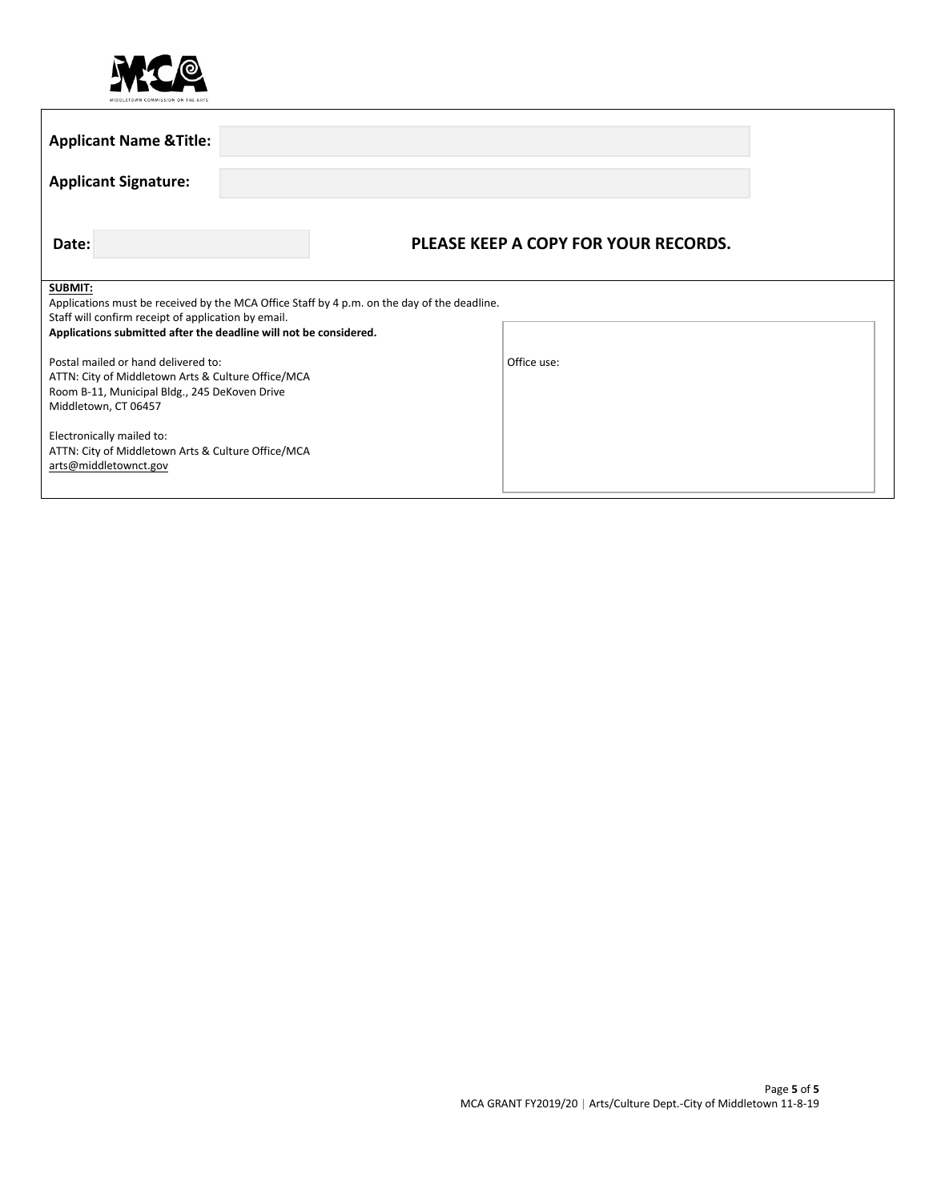MIDDLETOWN COMMISSION ON THE ARTS

| | |
|---|---|
| **Applicant Name &Title:** | |
| **Applicant Signature:** | |
| **Date:** | |

**PLEASE KEEP A COPY FOR YOUR RECORDS.**

**SUBMIT:**

Applications must be received by the MCA Office Staff by 4 p.m. on the day of the deadline.
Staff will confirm receipt of application by email.
**Applications submitted after the deadline will not be considered.**

Postal mailed or hand delivered to:
ATTN: City of Middletown Arts & Culture Office/MCA
Room B-11, Municipal Bldg., 245 DeKoven Drive
Middletown, CT 06457

Electronically mailed to:
ATTN: City of Middletown Arts & Culture Office/MCA
arts@middletownct.gov

Office use: